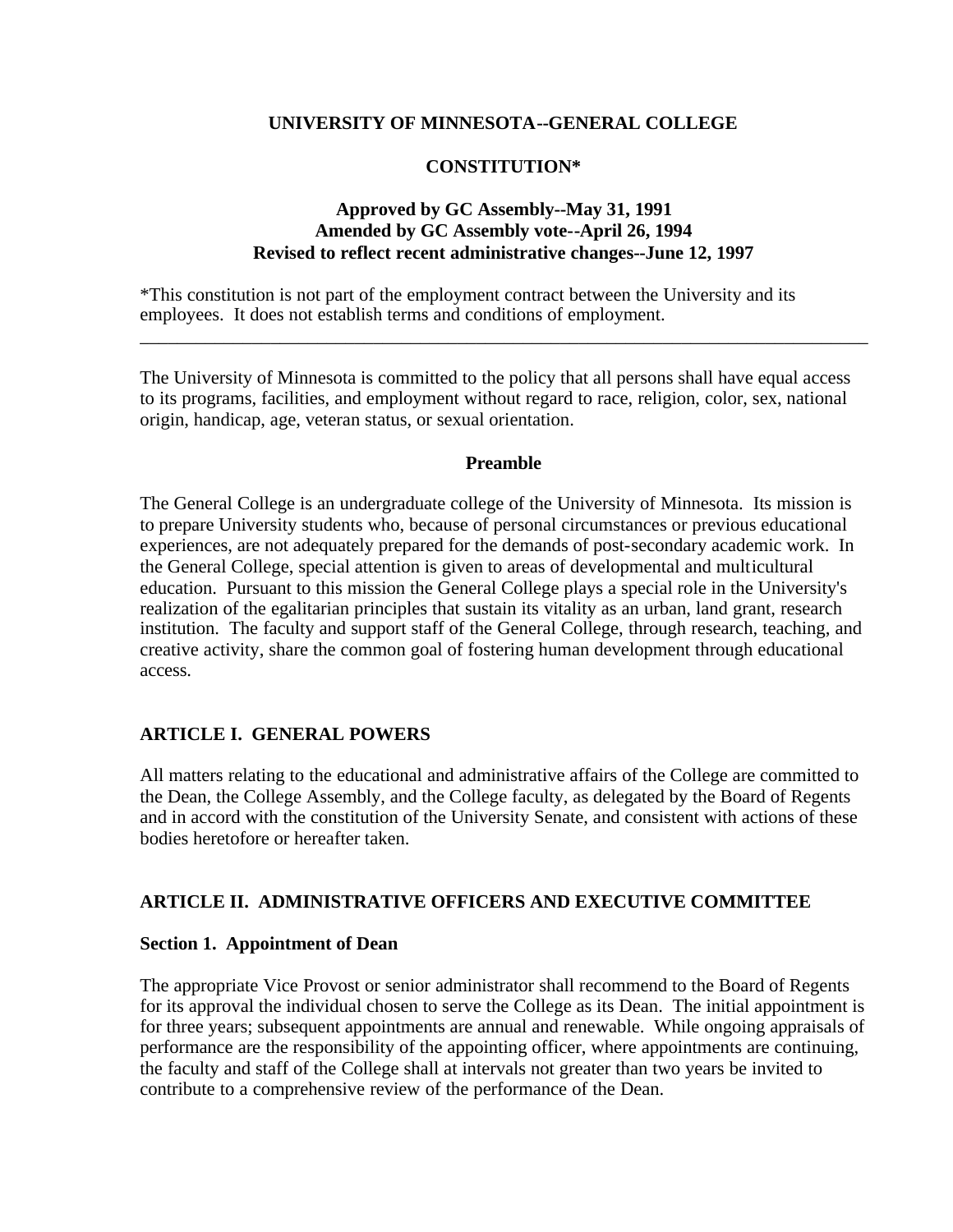# UNIVERSITY OF MINNESOTA--GENERAL COLLEGE

## CONSTITUTION*

**Approved by GC Assembly--May 31, 1991**
**Amended by GC Assembly vote--April 26, 1994**
**Revised to reflect recent administrative changes--June 12, 1997**

*This constitution is not part of the employment contract between the University and its employees. It does not establish terms and conditions of employment.

---

The University of Minnesota is committed to the policy that all persons shall have equal access to its programs, facilities, and employment without regard to race, religion, color, sex, national origin, handicap, age, veteran status, or sexual orientation.

### Preamble

The General College is an undergraduate college of the University of Minnesota. Its mission is to prepare University students who, because of personal circumstances or previous educational experiences, are not adequately prepared for the demands of post-secondary academic work. In the General College, special attention is given to areas of developmental and multicultural education. Pursuant to this mission the General College plays a special role in the University's realization of the egalitarian principles that sustain its vitality as an urban, land grant, research institution. The faculty and support staff of the General College, through research, teaching, and creative activity, share the common goal of fostering human development through educational access.

## ARTICLE I. GENERAL POWERS

All matters relating to the educational and administrative affairs of the College are committed to the Dean, the College Assembly, and the College faculty, as delegated by the Board of Regents and in accord with the constitution of the University Senate, and consistent with actions of these bodies heretofore or hereafter taken.

## ARTICLE II. ADMINISTRATIVE OFFICERS AND EXECUTIVE COMMITTEE

### Section 1. Appointment of Dean

The appropriate Vice Provost or senior administrator shall recommend to the Board of Regents for its approval the individual chosen to serve the College as its Dean. The initial appointment is for three years; subsequent appointments are annual and renewable. While ongoing appraisals of performance are the responsibility of the appointing officer, where appointments are continuing, the faculty and staff of the College shall at intervals not greater than two years be invited to contribute to a comprehensive review of the performance of the Dean.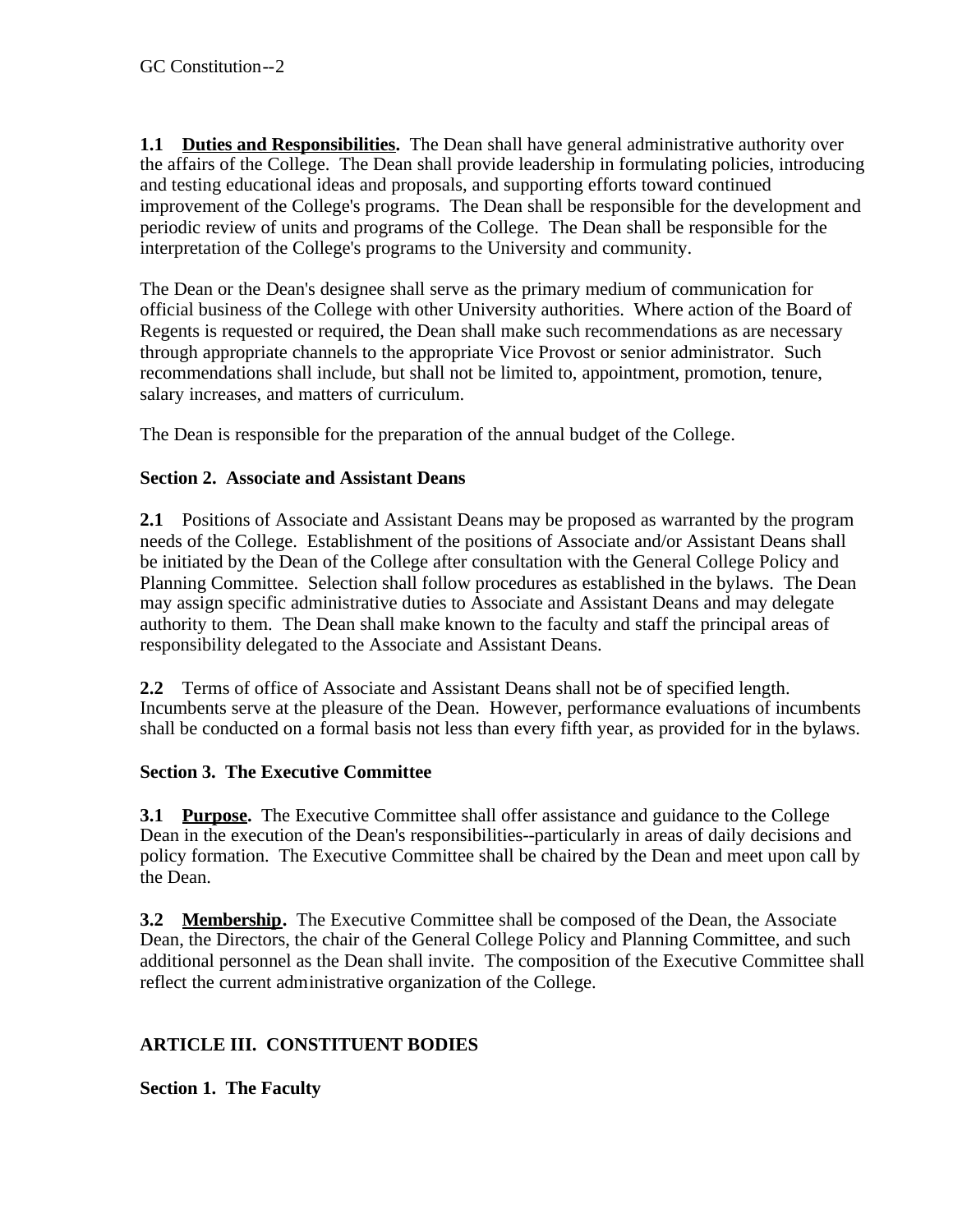**1.1 <u>Duties and Responsibilities</u>.** The Dean shall have general administrative authority over the affairs of the College. The Dean shall provide leadership in formulating policies, introducing and testing educational ideas and proposals, and supporting efforts toward continued improvement of the College's programs. The Dean shall be responsible for the development and periodic review of units and programs of the College. The Dean shall be responsible for the interpretation of the College's programs to the University and community.

The Dean or the Dean's designee shall serve as the primary medium of communication for official business of the College with other University authorities. Where action of the Board of Regents is requested or required, the Dean shall make such recommendations as are necessary through appropriate channels to the appropriate Vice Provost or senior administrator. Such recommendations shall include, but shall not be limited to, appointment, promotion, tenure, salary increases, and matters of curriculum.

The Dean is responsible for the preparation of the annual budget of the College.

### Section 2. Associate and Assistant Deans

**2.1** Positions of Associate and Assistant Deans may be proposed as warranted by the program needs of the College. Establishment of the positions of Associate and/or Assistant Deans shall be initiated by the Dean of the College after consultation with the General College Policy and Planning Committee. Selection shall follow procedures as established in the bylaws. The Dean may assign specific administrative duties to Associate and Assistant Deans and may delegate authority to them. The Dean shall make known to the faculty and staff the principal areas of responsibility delegated to the Associate and Assistant Deans.

**2.2** Terms of office of Associate and Assistant Deans shall not be of specified length. Incumbents serve at the pleasure of the Dean. However, performance evaluations of incumbents shall be conducted on a formal basis not less than every fifth year, as provided for in the bylaws.

### Section 3. The Executive Committee

**3.1 <u>Purpose</u>.** The Executive Committee shall offer assistance and guidance to the College Dean in the execution of the Dean's responsibilities--particularly in areas of daily decisions and policy formation. The Executive Committee shall be chaired by the Dean and meet upon call by the Dean.

**3.2 <u>Membership</u>.** The Executive Committee shall be composed of the Dean, the Associate Dean, the Directors, the chair of the General College Policy and Planning Committee, and such additional personnel as the Dean shall invite. The composition of the Executive Committee shall reflect the current administrative organization of the College.

## ARTICLE III. CONSTITUENT BODIES

### Section 1. The Faculty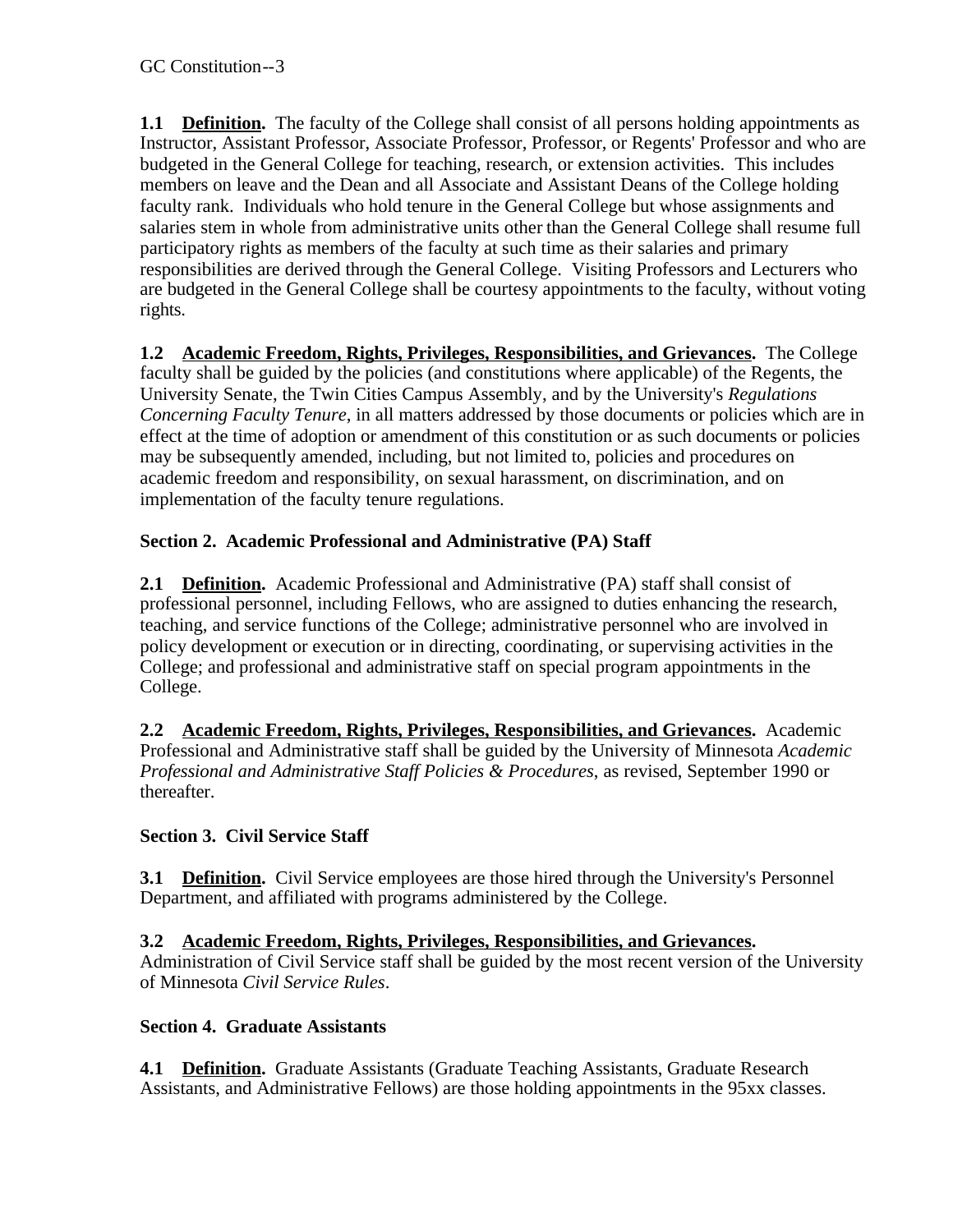**1.1 Definition.** The faculty of the College shall consist of all persons holding appointments as Instructor, Assistant Professor, Associate Professor, Professor, or Regents' Professor and who are budgeted in the General College for teaching, research, or extension activities. This includes members on leave and the Dean and all Associate and Assistant Deans of the College holding faculty rank. Individuals who hold tenure in the General College but whose assignments and salaries stem in whole from administrative units other than the General College shall resume full participatory rights as members of the faculty at such time as their salaries and primary responsibilities are derived through the General College. Visiting Professors and Lecturers who are budgeted in the General College shall be courtesy appointments to the faculty, without voting rights.

**1.2 Academic Freedom, Rights, Privileges, Responsibilities, and Grievances.** The College faculty shall be guided by the policies (and constitutions where applicable) of the Regents, the University Senate, the Twin Cities Campus Assembly, and by the University's *Regulations Concerning Faculty Tenure*, in all matters addressed by those documents or policies which are in effect at the time of adoption or amendment of this constitution or as such documents or policies may be subsequently amended, including, but not limited to, policies and procedures on academic freedom and responsibility, on sexual harassment, on discrimination, and on implementation of the faculty tenure regulations.

### Section 2. Academic Professional and Administrative (PA) Staff

**2.1 Definition.** Academic Professional and Administrative (PA) staff shall consist of professional personnel, including Fellows, who are assigned to duties enhancing the research, teaching, and service functions of the College; administrative personnel who are involved in policy development or execution or in directing, coordinating, or supervising activities in the College; and professional and administrative staff on special program appointments in the College.

**2.2 Academic Freedom, Rights, Privileges, Responsibilities, and Grievances.** Academic Professional and Administrative staff shall be guided by the University of Minnesota *Academic Professional and Administrative Staff Policies & Procedures*, as revised, September 1990 or thereafter.

### Section 3. Civil Service Staff

**3.1 Definition.** Civil Service employees are those hired through the University's Personnel Department, and affiliated with programs administered by the College.

**3.2 Academic Freedom, Rights, Privileges, Responsibilities, and Grievances.** Administration of Civil Service staff shall be guided by the most recent version of the University of Minnesota *Civil Service Rules*.

### Section 4. Graduate Assistants

**4.1 Definition.** Graduate Assistants (Graduate Teaching Assistants, Graduate Research Assistants, and Administrative Fellows) are those holding appointments in the 95xx classes.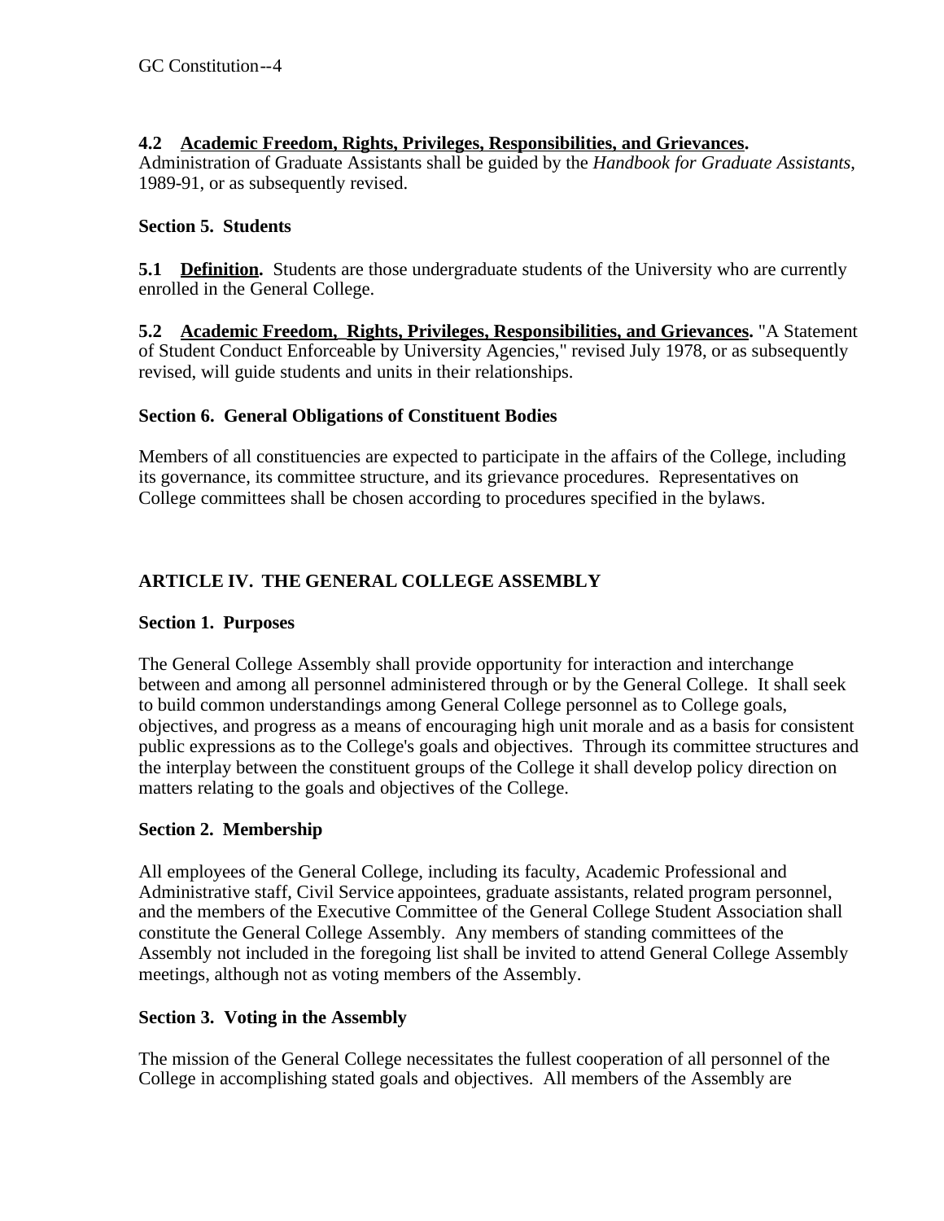**4.2 <u>Academic Freedom, Rights, Privileges, Responsibilities, and Grievances</u>.** Administration of Graduate Assistants shall be guided by the *Handbook for Graduate Assistants*, 1989-91, or as subsequently revised.

**Section 5. Students**

**5.1 <u>Definition</u>.** Students are those undergraduate students of the University who are currently enrolled in the General College.

**5.2 <u>Academic Freedom, Rights, Privileges, Responsibilities, and Grievances</u>.** "A Statement of Student Conduct Enforceable by University Agencies," revised July 1978, or as subsequently revised, will guide students and units in their relationships.

**Section 6. General Obligations of Constituent Bodies**

Members of all constituencies are expected to participate in the affairs of the College, including its governance, its committee structure, and its grievance procedures. Representatives on College committees shall be chosen according to procedures specified in the bylaws.

## ARTICLE IV. THE GENERAL COLLEGE ASSEMBLY

**Section 1. Purposes**

The General College Assembly shall provide opportunity for interaction and interchange between and among all personnel administered through or by the General College. It shall seek to build common understandings among General College personnel as to College goals, objectives, and progress as a means of encouraging high unit morale and as a basis for consistent public expressions as to the College's goals and objectives. Through its committee structures and the interplay between the constituent groups of the College it shall develop policy direction on matters relating to the goals and objectives of the College.

**Section 2. Membership**

All employees of the General College, including its faculty, Academic Professional and Administrative staff, Civil Service appointees, graduate assistants, related program personnel, and the members of the Executive Committee of the General College Student Association shall constitute the General College Assembly. Any members of standing committees of the Assembly not included in the foregoing list shall be invited to attend General College Assembly meetings, although not as voting members of the Assembly.

**Section 3. Voting in the Assembly**

The mission of the General College necessitates the fullest cooperation of all personnel of the College in accomplishing stated goals and objectives. All members of the Assembly are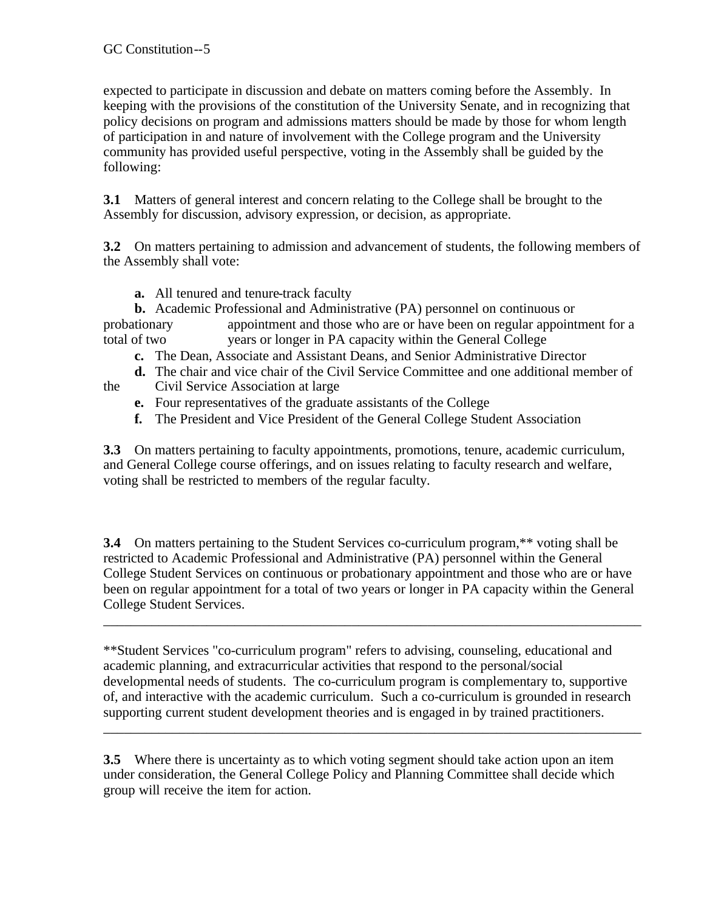expected to participate in discussion and debate on matters coming before the Assembly. In keeping with the provisions of the constitution of the University Senate, and in recognizing that policy decisions on program and admissions matters should be made by those for whom length of participation in and nature of involvement with the College program and the University community has provided useful perspective, voting in the Assembly shall be guided by the following:

**3.1** Matters of general interest and concern relating to the College shall be brought to the Assembly for discussion, advisory expression, or decision, as appropriate.

**3.2** On matters pertaining to admission and advancement of students, the following members of the Assembly shall vote:

- **a.** All tenured and tenure-track faculty
- **b.** Academic Professional and Administrative (PA) personnel on continuous or probationary appointment and those who are or have been on regular appointment for a total of two years or longer in PA capacity within the General College
- **c.** The Dean, Associate and Assistant Deans, and Senior Administrative Director
- **d.** The chair and vice chair of the Civil Service Committee and one additional member of the Civil Service Association at large
- **e.** Four representatives of the graduate assistants of the College
- **f.** The President and Vice President of the General College Student Association

**3.3** On matters pertaining to faculty appointments, promotions, tenure, academic curriculum, and General College course offerings, and on issues relating to faculty research and welfare, voting shall be restricted to members of the regular faculty.

**3.4** On matters pertaining to the Student Services co-curriculum program,** voting shall be restricted to Academic Professional and Administrative (PA) personnel within the General College Student Services on continuous or probationary appointment and those who are or have been on regular appointment for a total of two years or longer in PA capacity within the General College Student Services.

---

**Student Services "co-curriculum program" refers to advising, counseling, educational and academic planning, and extracurricular activities that respond to the personal/social developmental needs of students. The co-curriculum program is complementary to, supportive of, and interactive with the academic curriculum. Such a co-curriculum is grounded in research supporting current student development theories and is engaged in by trained practitioners.

---

**3.5** Where there is uncertainty as to which voting segment should take action upon an item under consideration, the General College Policy and Planning Committee shall decide which group will receive the item for action.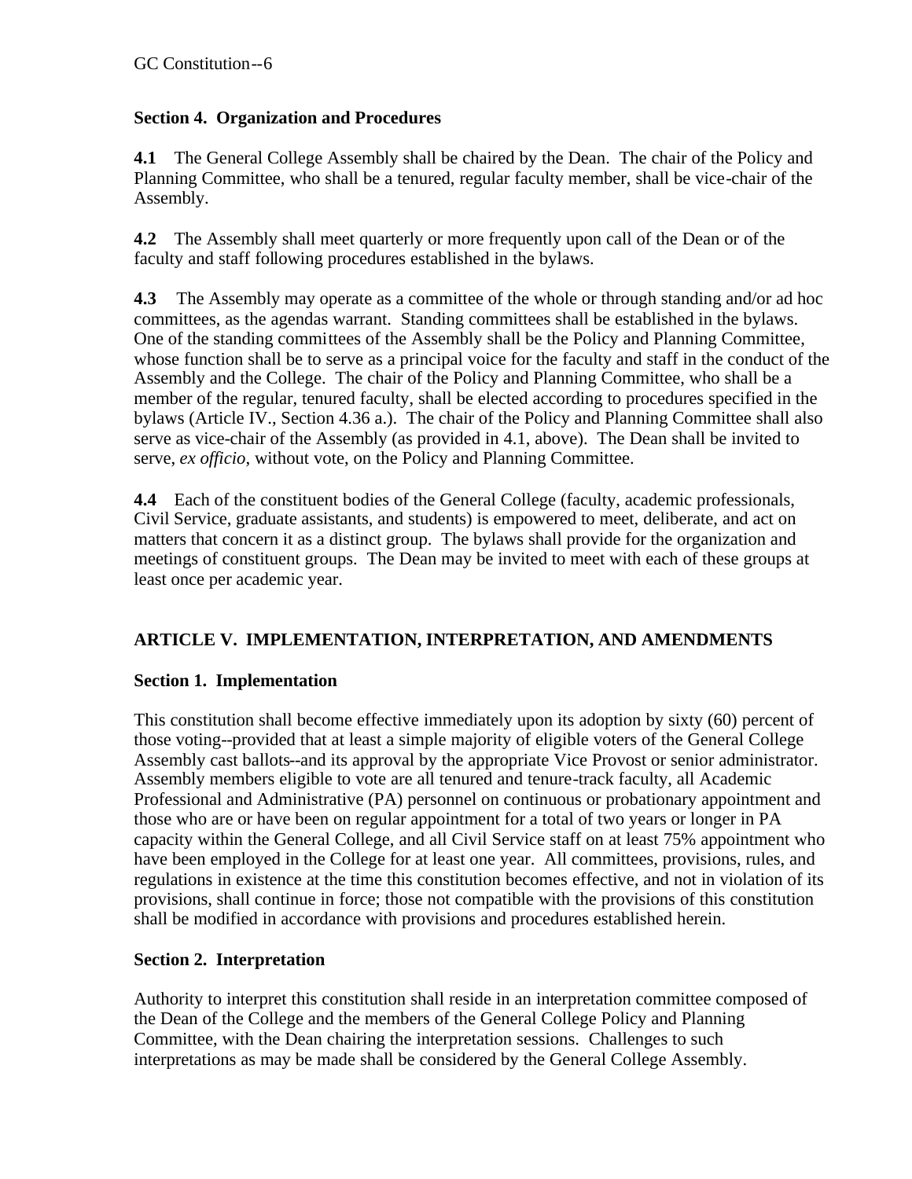### Section 4. Organization and Procedures

**4.1** The General College Assembly shall be chaired by the Dean. The chair of the Policy and Planning Committee, who shall be a tenured, regular faculty member, shall be vice-chair of the Assembly.

**4.2** The Assembly shall meet quarterly or more frequently upon call of the Dean or of the faculty and staff following procedures established in the bylaws.

**4.3** The Assembly may operate as a committee of the whole or through standing and/or ad hoc committees, as the agendas warrant. Standing committees shall be established in the bylaws. One of the standing committees of the Assembly shall be the Policy and Planning Committee, whose function shall be to serve as a principal voice for the faculty and staff in the conduct of the Assembly and the College. The chair of the Policy and Planning Committee, who shall be a member of the regular, tenured faculty, shall be elected according to procedures specified in the bylaws (Article IV., Section 4.36 a.). The chair of the Policy and Planning Committee shall also serve as vice-chair of the Assembly (as provided in 4.1, above). The Dean shall be invited to serve, *ex officio*, without vote, on the Policy and Planning Committee.

**4.4** Each of the constituent bodies of the General College (faculty, academic professionals, Civil Service, graduate assistants, and students) is empowered to meet, deliberate, and act on matters that concern it as a distinct group. The bylaws shall provide for the organization and meetings of constituent groups. The Dean may be invited to meet with each of these groups at least once per academic year.

## ARTICLE V. IMPLEMENTATION, INTERPRETATION, AND AMENDMENTS

### Section 1. Implementation

This constitution shall become effective immediately upon its adoption by sixty (60) percent of those voting--provided that at least a simple majority of eligible voters of the General College Assembly cast ballots--and its approval by the appropriate Vice Provost or senior administrator. Assembly members eligible to vote are all tenured and tenure-track faculty, all Academic Professional and Administrative (PA) personnel on continuous or probationary appointment and those who are or have been on regular appointment for a total of two years or longer in PA capacity within the General College, and all Civil Service staff on at least 75% appointment who have been employed in the College for at least one year. All committees, provisions, rules, and regulations in existence at the time this constitution becomes effective, and not in violation of its provisions, shall continue in force; those not compatible with the provisions of this constitution shall be modified in accordance with provisions and procedures established herein.

### Section 2. Interpretation

Authority to interpret this constitution shall reside in an interpretation committee composed of the Dean of the College and the members of the General College Policy and Planning Committee, with the Dean chairing the interpretation sessions. Challenges to such interpretations as may be made shall be considered by the General College Assembly.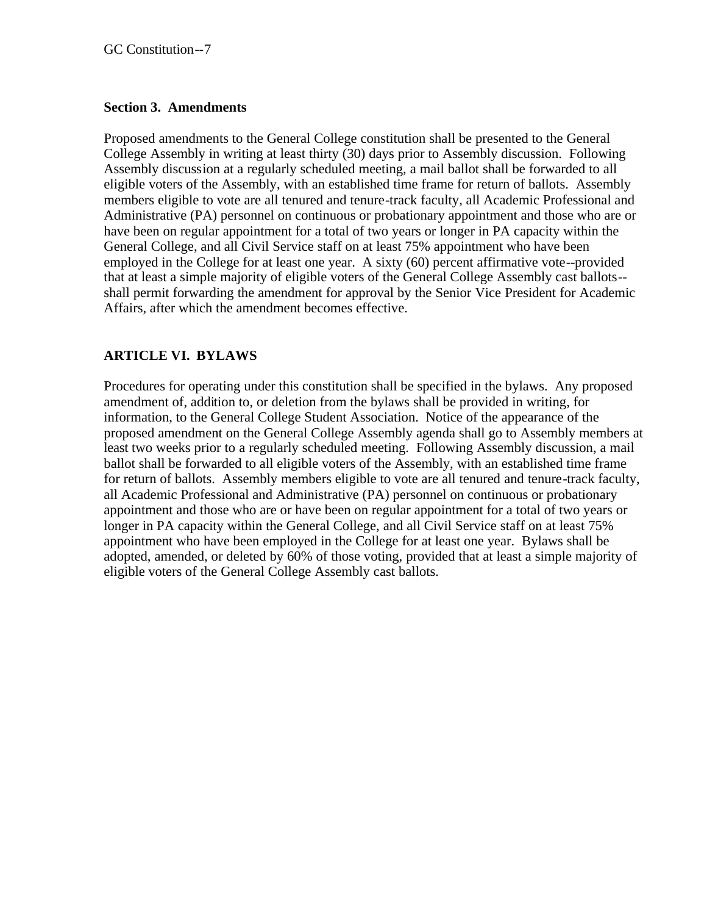**Section 3. Amendments**

Proposed amendments to the General College constitution shall be presented to the General College Assembly in writing at least thirty (30) days prior to Assembly discussion. Following Assembly discussion at a regularly scheduled meeting, a mail ballot shall be forwarded to all eligible voters of the Assembly, with an established time frame for return of ballots. Assembly members eligible to vote are all tenured and tenure-track faculty, all Academic Professional and Administrative (PA) personnel on continuous or probationary appointment and those who are or have been on regular appointment for a total of two years or longer in PA capacity within the General College, and all Civil Service staff on at least 75% appointment who have been employed in the College for at least one year. A sixty (60) percent affirmative vote--provided that at least a simple majority of eligible voters of the General College Assembly cast ballots--shall permit forwarding the amendment for approval by the Senior Vice President for Academic Affairs, after which the amendment becomes effective.

## ARTICLE VI. BYLAWS

Procedures for operating under this constitution shall be specified in the bylaws. Any proposed amendment of, addition to, or deletion from the bylaws shall be provided in writing, for information, to the General College Student Association. Notice of the appearance of the proposed amendment on the General College Assembly agenda shall go to Assembly members at least two weeks prior to a regularly scheduled meeting. Following Assembly discussion, a mail ballot shall be forwarded to all eligible voters of the Assembly, with an established time frame for return of ballots. Assembly members eligible to vote are all tenured and tenure-track faculty, all Academic Professional and Administrative (PA) personnel on continuous or probationary appointment and those who are or have been on regular appointment for a total of two years or longer in PA capacity within the General College, and all Civil Service staff on at least 75% appointment who have been employed in the College for at least one year. Bylaws shall be adopted, amended, or deleted by 60% of those voting, provided that at least a simple majority of eligible voters of the General College Assembly cast ballots.